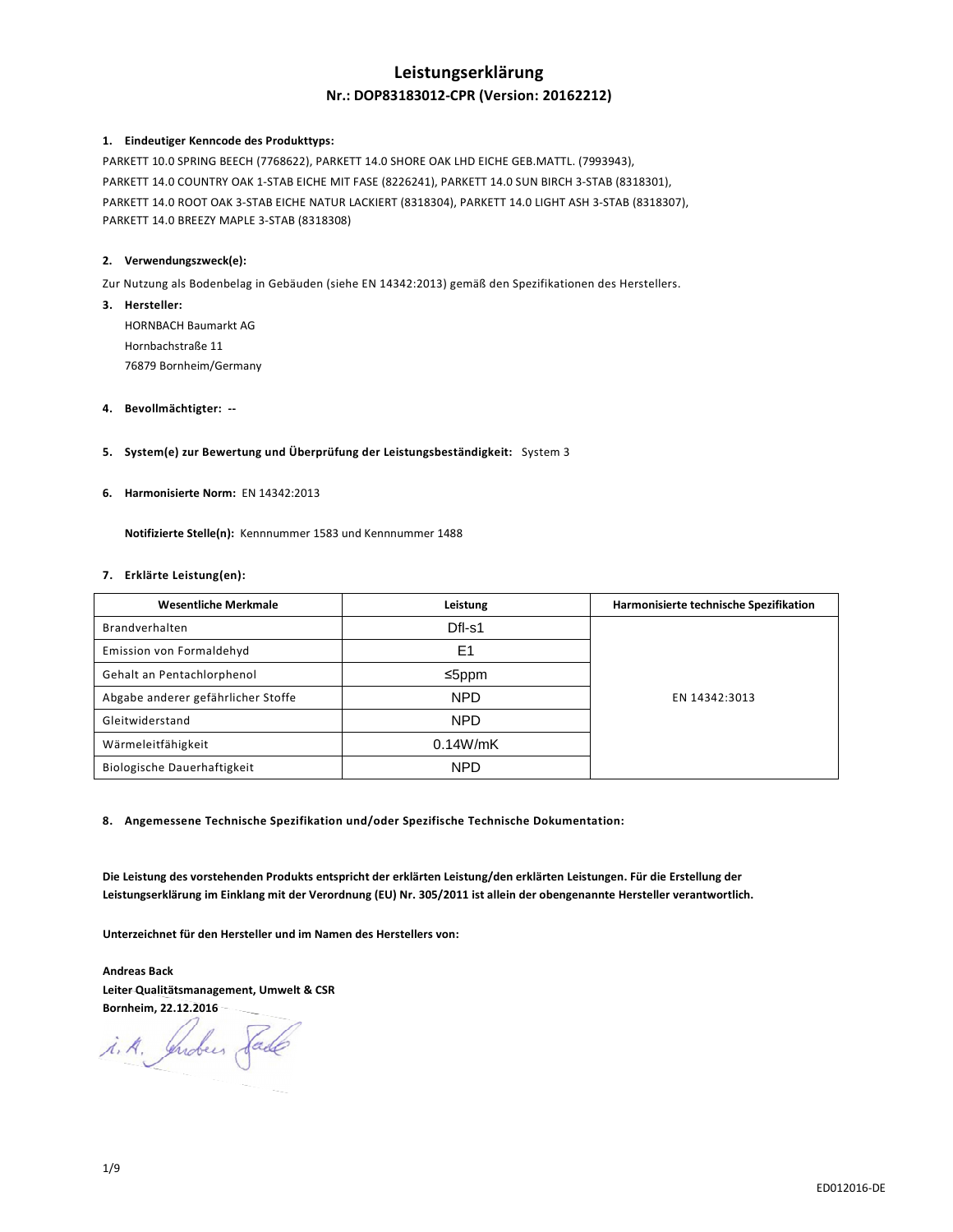# Leistungserklärung

## Nr.: DOP83183012-CPR (Version: 20162212)

**1. Eindeutiger Kenncode des Produkttyps:**

PARKETT 10.0 SPRING BEECH (7768622), PARKETT 14.0 SHORE OAK LHD EICHE GEB.MATTL. (7993943), PARKETT 14.0 COUNTRY OAK 1-STAB EICHE MIT FASE (8226241), PARKETT 14.0 SUN BIRCH 3-STAB (8318301), PARKETT 14.0 ROOT OAK 3-STAB EICHE NATUR LACKIERT (8318304), PARKETT 14.0 LIGHT ASH 3-STAB (8318307), PARKETT 14.0 BREEZY MAPLE 3-STAB (8318308)

**2. Verwendungszweck(e):**

Zur Nutzung als Bodenbelag in Gebäuden (siehe EN 14342:2013) gemäß den Spezifikationen des Herstellers.

**3. Hersteller:**

HORNBACH Baumarkt AG
Hornbachstraße 11
76879 Bornheim/Germany

**4. Bevollmächtigter:** --

**5. System(e) zur Bewertung und Überprüfung der Leistungsbeständigkeit:** System 3

**6. Harmonisierte Norm:** EN 14342:2013

**Notifizierte Stelle(n):** Kennnummer 1583 und Kennnummer 1488

**7. Erklärte Leistung(en):**

| Wesentliche Merkmale | Leistung | Harmonisierte technische Spezifikation |
|---|---|---|
| Brandverhalten | Dfl-s1 | EN 14342:3013 |
| Emission von Formaldehyd | E1 | |
| Gehalt an Pentachlorphenol | ≤5ppm | |
| Abgabe anderer gefährlicher Stoffe | NPD | |
| Gleitwiderstand | NPD | |
| Wärmeleitfähigkeit | 0.14W/mK | |
| Biologische Dauerhaftigkeit | NPD | |

**8. Angemessene Technische Spezifikation und/oder Spezifische Technische Dokumentation:**

**Die Leistung des vorstehenden Produkts entspricht der erklärten Leistung/den erklärten Leistungen. Für die Erstellung der Leistungserklärung im Einklang mit der Verordnung (EU) Nr. 305/2011 ist allein der obengenannte Hersteller verantwortlich.**

**Unterzeichnet für den Hersteller und im Namen des Herstellers von:**

**Andreas Back**
**Leiter Qualitätsmanagement, Umwelt & CSR**
**Bornheim, 22.12.2016**

i. A. Andreas Back

ED012016-DE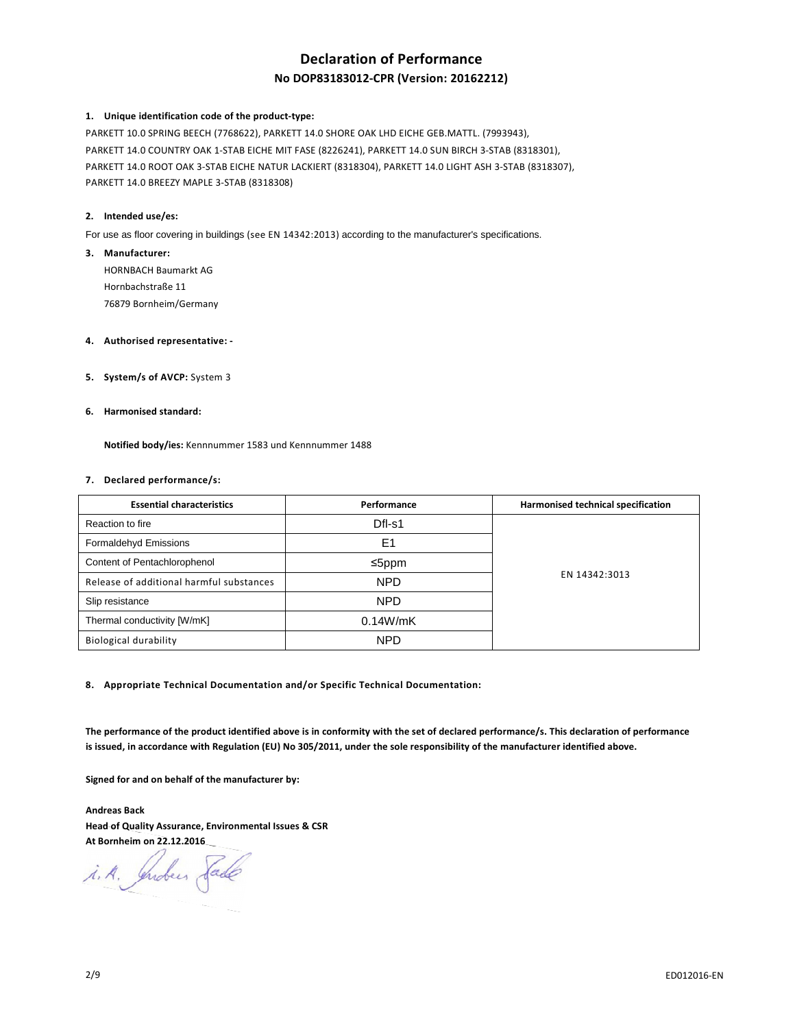# Declaration of Performance

## No DOP83183012-CPR (Version: 20162212)

**1. Unique identification code of the product-type:**

PARKETT 10.0 SPRING BEECH (7768622), PARKETT 14.0 SHORE OAK LHD EICHE GEB.MATTL. (7993943), PARKETT 14.0 COUNTRY OAK 1-STAB EICHE MIT FASE (8226241), PARKETT 14.0 SUN BIRCH 3-STAB (8318301), PARKETT 14.0 ROOT OAK 3-STAB EICHE NATUR LACKIERT (8318304), PARKETT 14.0 LIGHT ASH 3-STAB (8318307), PARKETT 14.0 BREEZY MAPLE 3-STAB (8318308)

**2. Intended use/es:**

For use as floor covering in buildings (see EN 14342:2013) according to the manufacturer's specifications.

**3. Manufacturer:**

HORNBACH Baumarkt AG
Hornbachstraße 11
76879 Bornheim/Germany

**4. Authorised representative:** -

**5. System/s of AVCP:** System 3

**6. Harmonised standard:**

**Notified body/ies:** Kennnummer 1583 und Kennnummer 1488

**7. Declared performance/s:**

| Essential characteristics | Performance | Harmonised technical specification |
|---|---|---|
| Reaction to fire | Dfl-s1 | EN 14342:3013 |
| Formaldehyd Emissions | E1 | |
| Content of Pentachlorophenol | ≤5ppm | |
| Release of additional harmful substances | NPD | |
| Slip resistance | NPD | |
| Thermal conductivity [W/mK] | 0.14W/mK | |
| Biological durability | NPD | |

**8. Appropriate Technical Documentation and/or Specific Technical Documentation:**

**The performance of the product identified above is in conformity with the set of declared performance/s. This declaration of performance is issued, in accordance with Regulation (EU) No 305/2011, under the sole responsibility of the manufacturer identified above.**

**Signed for and on behalf of the manufacturer by:**

**Andreas Back**
**Head of Quality Assurance, Environmental Issues & CSR**
**At Bornheim on 22.12.2016**

i.A. Andreas Back

ED012016-EN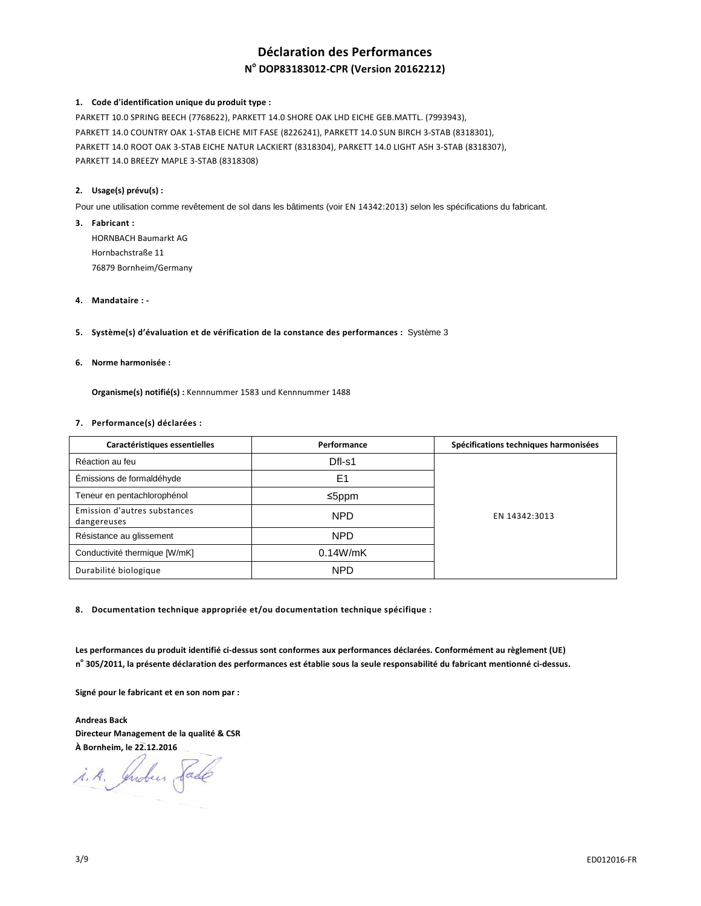# Déclaration des Performances

## N° DOP83183012-CPR (Version 20162212)

**1. Code d'identification unique du produit type :**

PARKETT 10.0 SPRING BEECH (7768622), PARKETT 14.0 SHORE OAK LHD EICHE GEB.MATTL. (7993943), PARKETT 14.0 COUNTRY OAK 1-STAB EICHE MIT FASE (8226241), PARKETT 14.0 SUN BIRCH 3-STAB (8318301), PARKETT 14.0 ROOT OAK 3-STAB EICHE NATUR LACKIERT (8318304), PARKETT 14.0 LIGHT ASH 3-STAB (8318307), PARKETT 14.0 BREEZY MAPLE 3-STAB (8318308)

**2. Usage(s) prévu(s) :**

Pour une utilisation comme revêtement de sol dans les bâtiments (voir EN 14342:2013) selon les spécifications du fabricant.

**3. Fabricant :**

HORNBACH Baumarkt AG
Hornbachstraße 11
76879 Bornheim/Germany

**4. Mandataire : -**

**5. Système(s) d'évaluation et de vérification de la constance des performances :** Système 3

**6. Norme harmonisée :**

**Organisme(s) notifié(s) :** Kennnummer 1583 und Kennnummer 1488

**7. Performance(s) déclarées :**

| Caractéristiques essentielles | Performance | Spécifications techniques harmonisées |
|---|---|---|
| Réaction au feu | Dfl-s1 | EN 14342:3013 |
| Émissions de formaldéhyde | E1 | |
| Teneur en pentachlorophénol | ≤5ppm | |
| Emission d'autres substances dangereuses | NPD | |
| Résistance au glissement | NPD | |
| Conductivité thermique [W/mK] | 0.14W/mK | |
| Durabilité biologique | NPD | |

**8. Documentation technique appropriée et/ou documentation technique spécifique :**

**Les performances du produit identifié ci-dessus sont conformes aux performances déclarées. Conformément au règlement (UE) n° 305/2011, la présente déclaration des performances est établie sous la seule responsabilité du fabricant mentionné ci-dessus.**

**Signé pour le fabricant et en son nom par :**

**Andreas Back**
**Directeur Management de la qualité & CSR**
**À Bornheim, le 22.12.2016**

i. A. Andreas Back

ED012016-FR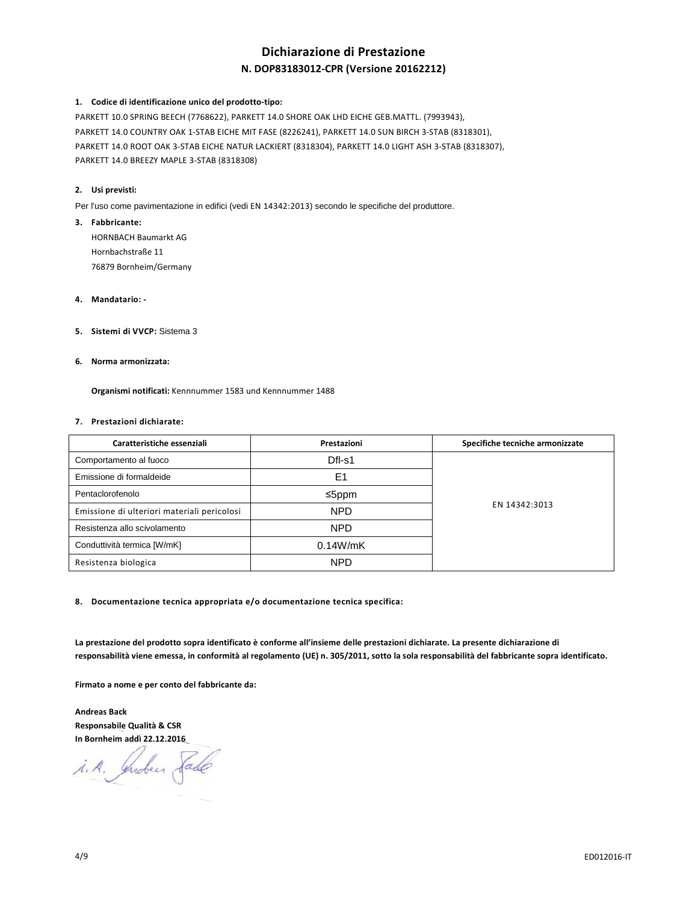# Dichiarazione di Prestazione

## N. DOP83183012-CPR (Versione 20162212)

**1. Codice di identificazione unico del prodotto-tipo:**

PARKETT 10.0 SPRING BEECH (7768622), PARKETT 14.0 SHORE OAK LHD EICHE GEB.MATTL. (7993943), PARKETT 14.0 COUNTRY OAK 1-STAB EICHE MIT FASE (8226241), PARKETT 14.0 SUN BIRCH 3-STAB (8318301), PARKETT 14.0 ROOT OAK 3-STAB EICHE NATUR LACKIERT (8318304), PARKETT 14.0 LIGHT ASH 3-STAB (8318307), PARKETT 14.0 BREEZY MAPLE 3-STAB (8318308)

**2. Usi previsti:**

Per l'uso come pavimentazione in edifici (vedi EN 14342:2013) secondo le specifiche del produttore.

**3. Fabbricante:**

HORNBACH Baumarkt AG
Hornbachstraße 11
76879 Bornheim/Germany

**4. Mandatario: -**

**5. Sistemi di VVCP:** Sistema 3

**6. Norma armonizzata:**

**Organismi notificati:** Kennnummer 1583 und Kennnummer 1488

**7. Prestazioni dichiarate:**

| Caratteristiche essenziali | Prestazioni | Specifiche tecniche armonizzate |
|---|---|---|
| Comportamento al fuoco | Dfl-s1 | EN 14342:3013 |
| Emissione di formaldeide | E1 | |
| Pentaclorofenolo | ≤5ppm | |
| Emissione di ulteriori materiali pericolosi | NPD | |
| Resistenza allo scivolamento | NPD | |
| Conduttività termica [W/mK] | 0.14W/mK | |
| Resistenza biologica | NPD | |

**8. Documentazione tecnica appropriata e/o documentazione tecnica specifica:**

**La prestazione del prodotto sopra identificato è conforme all'insieme delle prestazioni dichiarate. La presente dichiarazione di responsabilità viene emessa, in conformità al regolamento (UE) n. 305/2011, sotto la sola responsabilità del fabbricante sopra identificato.**

**Firmato a nome e per conto del fabbricante da:**

**Andreas Back**
**Responsabile Qualità & CSR**
**In Bornheim addì 22.12.2016**

i. A. Andreas Back

ED012016-IT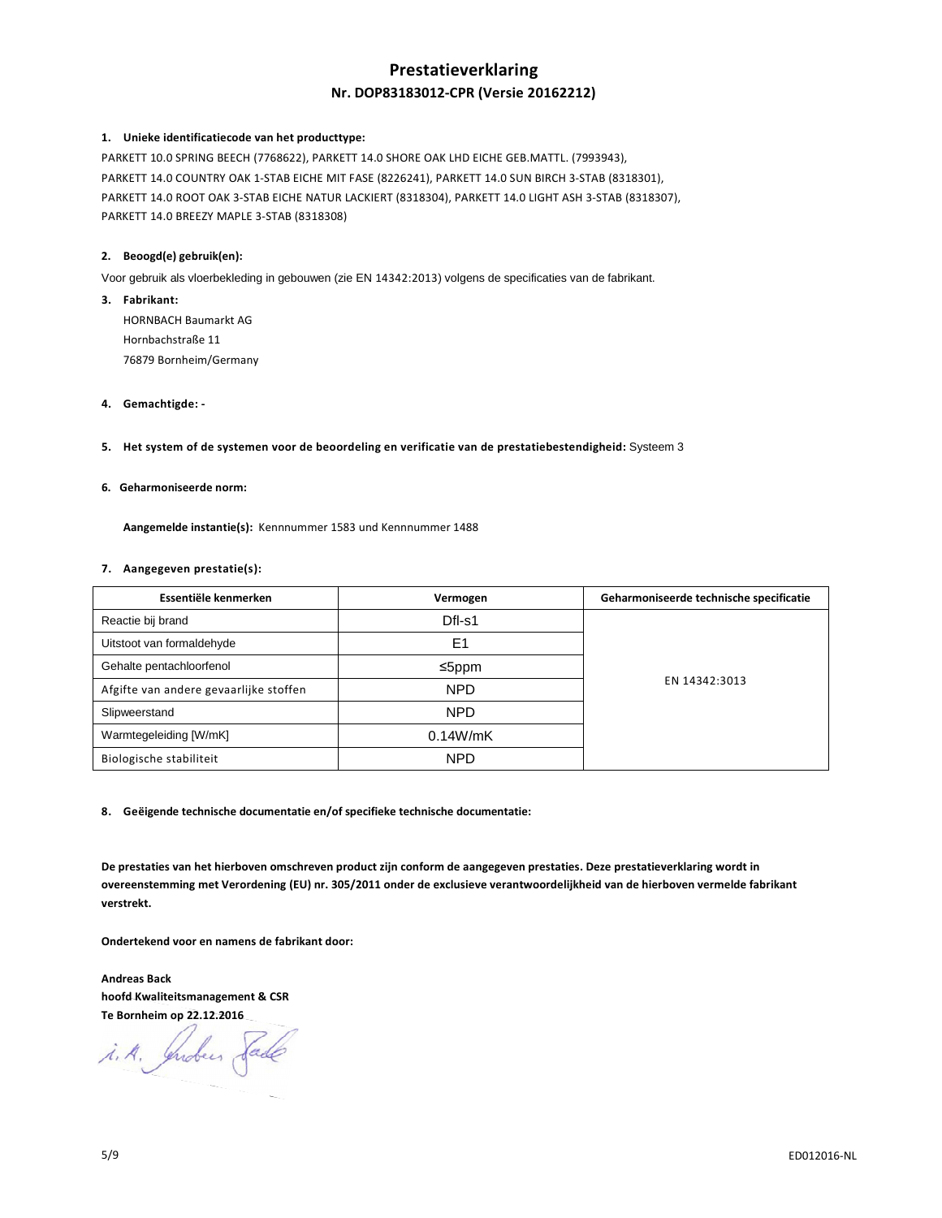# Prestatieverklaring

## Nr. DOP83183012-CPR (Versie 20162212)

**1. Unieke identificatiecode van het producttype:**

PARKETT 10.0 SPRING BEECH (7768622), PARKETT 14.0 SHORE OAK LHD EICHE GEB.MATTL. (7993943), PARKETT 14.0 COUNTRY OAK 1-STAB EICHE MIT FASE (8226241), PARKETT 14.0 SUN BIRCH 3-STAB (8318301), PARKETT 14.0 ROOT OAK 3-STAB EICHE NATUR LACKIERT (8318304), PARKETT 14.0 LIGHT ASH 3-STAB (8318307), PARKETT 14.0 BREEZY MAPLE 3-STAB (8318308)

**2. Beoogd(e) gebruik(en):**

Voor gebruik als vloerbekleding in gebouwen (zie EN 14342:2013) volgens de specificaties van de fabrikant.

**3. Fabrikant:**

HORNBACH Baumarkt AG
Hornbachstraße 11
76879 Bornheim/Germany

**4. Gemachtigde: -**

**5. Het system of de systemen voor de beoordeling en verificatie van de prestatiebestendigheid:** Systeem 3

**6. Geharmoniseerde norm:**

**Aangemelde instantie(s):** Kennnummer 1583 und Kennnummer 1488

**7. Aangegeven prestatie(s):**

| Essentiële kenmerken | Vermogen | Geharmoniseerde technische specificatie |
|---|---|---|
| Reactie bij brand | Dfl-s1 | EN 14342:3013 |
| Uitstoot van formaldehyde | E1 | |
| Gehalte pentachloorfenol | ≤5ppm | |
| Afgifte van andere gevaarlijke stoffen | NPD | |
| Slipweerstand | NPD | |
| Warmtegeleiding [W/mK] | 0.14W/mK | |
| Biologische stabiliteit | NPD | |

**8. Geëigende technische documentatie en/of specifieke technische documentatie:**

**De prestaties van het hierboven omschreven product zijn conform de aangegeven prestaties. Deze prestatieverklaring wordt in overeenstemming met Verordening (EU) nr. 305/2011 onder de exclusieve verantwoordelijkheid van de hierboven vermelde fabrikant verstrekt.**

**Ondertekend voor en namens de fabrikant door:**

**Andreas Back**
**hoofd Kwaliteitsmanagement & CSR**
**Te Bornheim op 22.12.2016**

i. A. Andreas Back

ED012016-NL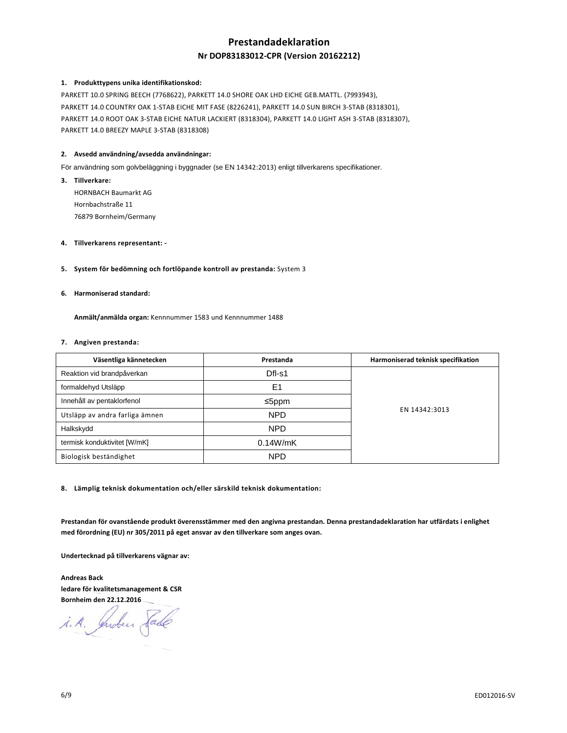# Prestandadeklaration

## Nr DOP83183012-CPR (Version 20162212)

**1. Produkttypens unika identifikationskod:**

PARKETT 10.0 SPRING BEECH (7768622), PARKETT 14.0 SHORE OAK LHD EICHE GEB.MATTL. (7993943), PARKETT 14.0 COUNTRY OAK 1-STAB EICHE MIT FASE (8226241), PARKETT 14.0 SUN BIRCH 3-STAB (8318301), PARKETT 14.0 ROOT OAK 3-STAB EICHE NATUR LACKIERT (8318304), PARKETT 14.0 LIGHT ASH 3-STAB (8318307), PARKETT 14.0 BREEZY MAPLE 3-STAB (8318308)

**2. Avsedd användning/avsedda användningar:**

För användning som golvbeläggning i byggnader (se EN 14342:2013) enligt tillverkarens specifikationer.

**3. Tillverkare:**

HORNBACH Baumarkt AG
Hornbachstraße 11
76879 Bornheim/Germany

**4. Tillverkarens representant: -**

**5. System för bedömning och fortlöpande kontroll av prestanda:** System 3

**6. Harmoniserad standard:**

**Anmält/anmälda organ:** Kennnummer 1583 und Kennnummer 1488

**7. Angiven prestanda:**

| Väsentliga kännetecken | Prestanda | Harmoniserad teknisk specifikation |
|---|---|---|
| Reaktion vid brandpåverkan | Dfl-s1 | EN 14342:3013 |
| formaldehyd Utsläpp | E1 | |
| Innehåll av pentaklorfenol | ≤5ppm | |
| Utsläpp av andra farliga ämnen | NPD | |
| Halkskydd | NPD | |
| termisk konduktivitet [W/mK] | 0.14W/mK | |
| Biologisk beständighet | NPD | |

**8. Lämplig teknisk dokumentation och/eller särskild teknisk dokumentation:**

**Prestandan för ovanstående produkt överensstämmer med den angivna prestandan. Denna prestandadeklaration har utfärdats i enlighet med förordning (EU) nr 305/2011 på eget ansvar av den tillverkare som anges ovan.**

**Undertecknad på tillverkarens vägnar av:**

**Andreas Back**
**ledare för kvalitetsmanagement & CSR**
**Bornheim den 22.12.2016**

i. A. Andreas Back

ED012016-SV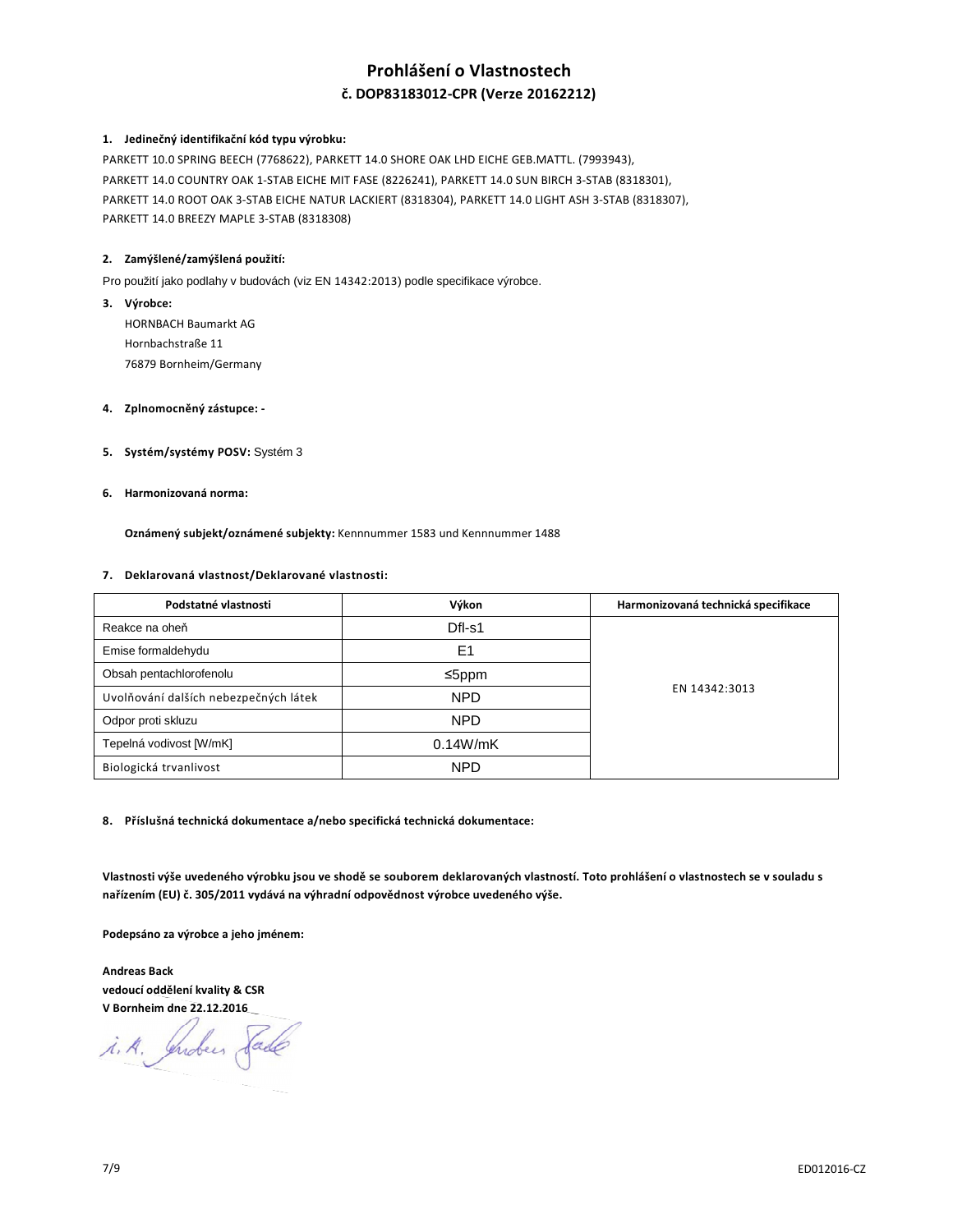# Prohlášení o Vlastnostech

## č. DOP83183012-CPR (Verze 20162212)

**1. Jedinečný identifikační kód typu výrobku:**

PARKETT 10.0 SPRING BEECH (7768622), PARKETT 14.0 SHORE OAK LHD EICHE GEB.MATTL. (7993943), PARKETT 14.0 COUNTRY OAK 1-STAB EICHE MIT FASE (8226241), PARKETT 14.0 SUN BIRCH 3-STAB (8318301), PARKETT 14.0 ROOT OAK 3-STAB EICHE NATUR LACKIERT (8318304), PARKETT 14.0 LIGHT ASH 3-STAB (8318307), PARKETT 14.0 BREEZY MAPLE 3-STAB (8318308)

**2. Zamýšlené/zamýšlená použití:**

Pro použití jako podlahy v budovách (viz EN 14342:2013) podle specifikace výrobce.

**3. Výrobce:**

HORNBACH Baumarkt AG
Hornbachstraße 11
76879 Bornheim/Germany

**4. Zplnomocněný zástupce: -**

**5. Systém/systémy POSV:** Systém 3

**6. Harmonizovaná norma:**

**Oznámený subjekt/oznámené subjekty:** Kennnummer 1583 und Kennnummer 1488

**7. Deklarovaná vlastnost/Deklarované vlastnosti:**

| Podstatné vlastnosti | Výkon | Harmonizovaná technická specifikace |
|---|---|---|
| Reakce na oheň | Dfl-s1 | EN 14342:3013 |
| Emise formaldehydu | E1 | |
| Obsah pentachlorofenolu | ≤5ppm | |
| Uvolňování dalších nebezpečných látek | NPD | |
| Odpor proti skluzu | NPD | |
| Tepelná vodivost [W/mK] | 0.14W/mK | |
| Biologická trvanlivost | NPD | |

**8. Příslušná technická dokumentace a/nebo specifická technická dokumentace:**

**Vlastnosti výše uvedeného výrobku jsou ve shodě se souborem deklarovaných vlastností. Toto prohlášení o vlastnostech se v souladu s nařízením (EU) č. 305/2011 vydává na výhradní odpovědnost výrobce uvedeného výše.**

**Podepsáno za výrobce a jeho jménem:**

**Andreas Back**
**vedoucí oddělení kvality & CSR**
**V Bornheim dne 22.12.2016**

i. A. Andreas Back

ED012016-CZ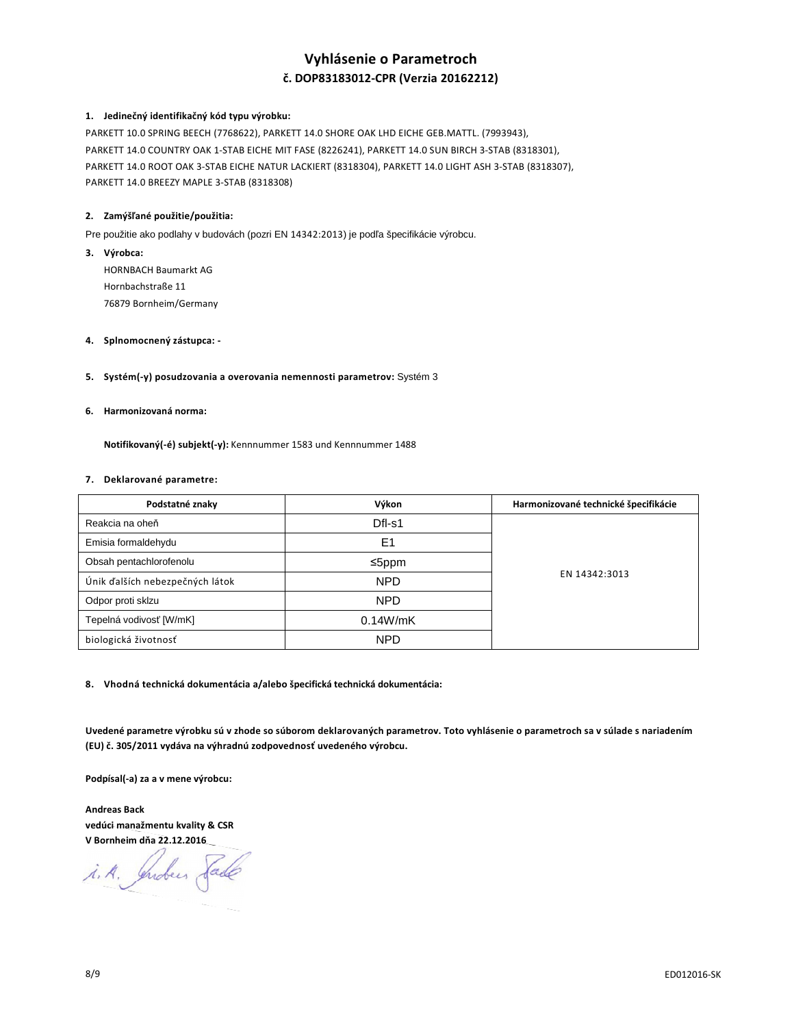# Vyhlásenie o Parametroch

## č. DOP83183012-CPR (Verzia 20162212)

**1. Jedinečný identifikačný kód typu výrobku:**

PARKETT 10.0 SPRING BEECH (7768622), PARKETT 14.0 SHORE OAK LHD EICHE GEB.MATTL. (7993943), PARKETT 14.0 COUNTRY OAK 1-STAB EICHE MIT FASE (8226241), PARKETT 14.0 SUN BIRCH 3-STAB (8318301), PARKETT 14.0 ROOT OAK 3-STAB EICHE NATUR LACKIERT (8318304), PARKETT 14.0 LIGHT ASH 3-STAB (8318307), PARKETT 14.0 BREEZY MAPLE 3-STAB (8318308)

**2. Zamýšľané použitie/použitia:**

Pre použitie ako podlahy v budovách (pozri EN 14342:2013) je podľa špecifikácie výrobcu.

**3. Výrobca:**

HORNBACH Baumarkt AG
Hornbachstraße 11
76879 Bornheim/Germany

**4. Splnomocnený zástupca: -**

**5. Systém(-y) posudzovania a overovania nemennosti parametrov:** Systém 3

**6. Harmonizovaná norma:**

**Notifikovaný(-é) subjekt(-y):** Kennnummer 1583 und Kennnummer 1488

**7. Deklarované parametre:**

| Podstatné znaky | Výkon | Harmonizované technické špecifikácie |
|---|---|---|
| Reakcia na oheň | Dfl-s1 | EN 14342:3013 |
| Emisia formaldehydu | E1 | |
| Obsah pentachlorofenolu | ≤5ppm | |
| Únik ďalších nebezpečných látok | NPD | |
| Odpor proti sklzu | NPD | |
| Tepelná vodivosť [W/mK] | 0.14W/mK | |
| biologická životnosť | NPD | |

**8. Vhodná technická dokumentácia a/alebo špecifická technická dokumentácia:**

**Uvedené parametre výrobku sú v zhode so súborom deklarovaných parametrov. Toto vyhlásenie o parametroch sa v súlade s nariadením (EU) č. 305/2011 vydáva na výhradnú zodpovednosť uvedeného výrobcu.**

**Podpísal(-a) za a v mene výrobcu:**

**Andreas Back**
**vedúci manažmentu kvality & CSR**
**V Bornheim dňa 22.12.2016**

i. A. Andreas Back

ED012016-SK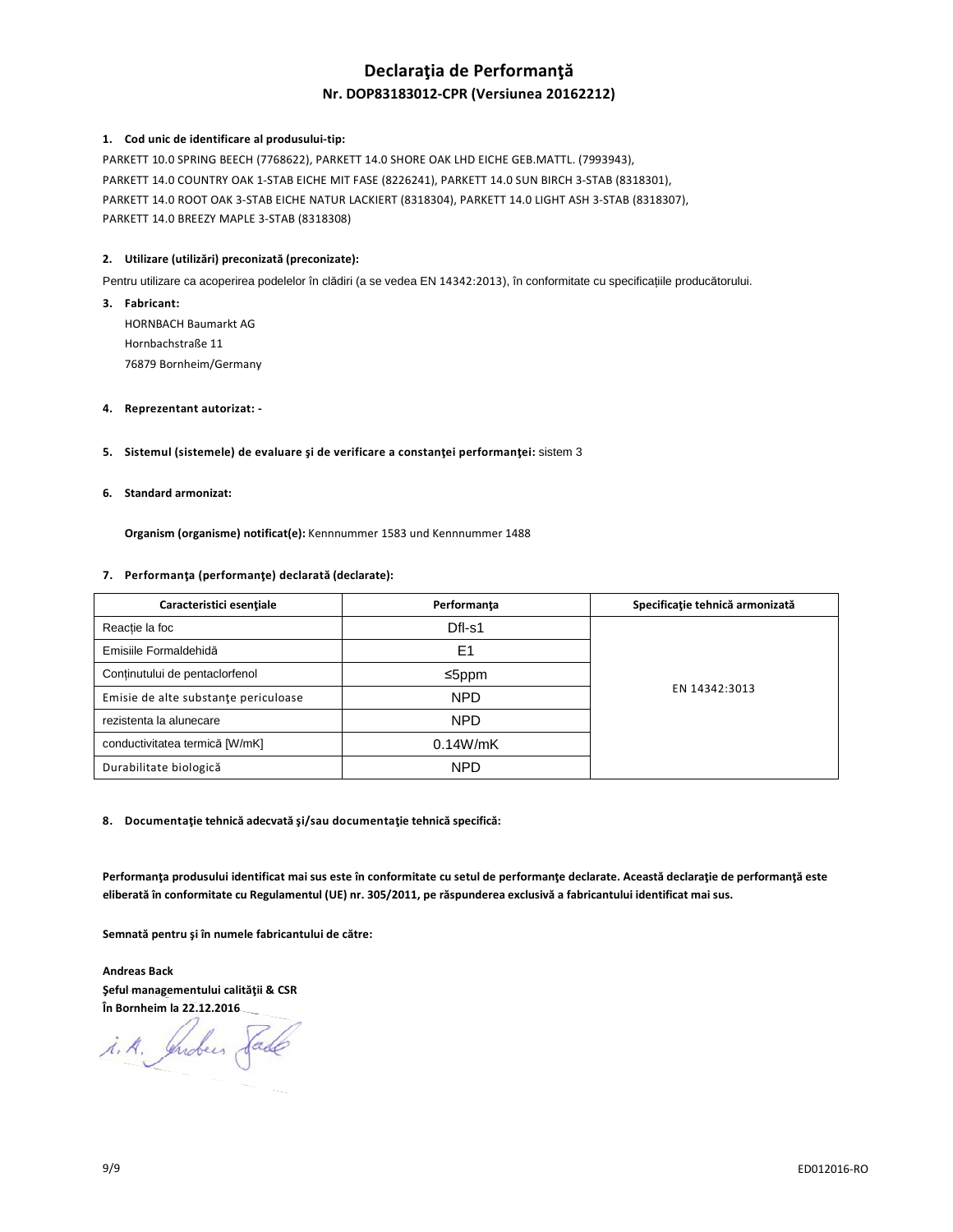# Declaraţia de Performanţă

## Nr. DOP83183012-CPR (Versiunea 20162212)

**1. Cod unic de identificare al produsului-tip:**

PARKETT 10.0 SPRING BEECH (7768622), PARKETT 14.0 SHORE OAK LHD EICHE GEB.MATTL. (7993943), PARKETT 14.0 COUNTRY OAK 1-STAB EICHE MIT FASE (8226241), PARKETT 14.0 SUN BIRCH 3-STAB (8318301), PARKETT 14.0 ROOT OAK 3-STAB EICHE NATUR LACKIERT (8318304), PARKETT 14.0 LIGHT ASH 3-STAB (8318307), PARKETT 14.0 BREEZY MAPLE 3-STAB (8318308)

**2. Utilizare (utilizări) preconizată (preconizate):**

Pentru utilizare ca acoperirea podelelor în clădiri (a se vedea EN 14342:2013), în conformitate cu specificațiile producătorului.

**3. Fabricant:**

HORNBACH Baumarkt AG
Hornbachstraße 11
76879 Bornheim/Germany

**4. Reprezentant autorizat: -**

**5. Sistemul (sistemele) de evaluare şi de verificare a constanţei performanţei:** sistem 3

**6. Standard armonizat:**

**Organism (organisme) notificat(e):** Kennnummer 1583 und Kennnummer 1488

**7. Performanţa (performanţe) declarată (declarate):**

| Caracteristici esenţiale | Performanţa | Specificaţie tehnică armonizată |
| --- | --- | --- |
| Reacție la foc | Dfl-s1 | EN 14342:3013 |
| Emisiile Formaldehidă | E1 | |
| Conținutului de pentaclorfenol | ≤5ppm | |
| Emisie de alte substanţe periculoase | NPD | |
| rezistenta la alunecare | NPD | |
| conductivitatea termică [W/mK] | 0.14W/mK | |
| Durabilitate biologică | NPD | |

**8. Documentaţie tehnică adecvată şi/sau documentaţie tehnică specifică:**

**Performanţa produsului identificat mai sus este în conformitate cu setul de performanţe declarate. Această declaraţie de performanţă este eliberată în conformitate cu Regulamentul (UE) nr. 305/2011, pe răspunderea exclusivă a fabricantului identificat mai sus.**

**Semnată pentru şi în numele fabricantului de către:**

**Andreas Back**
**Şeful managementului calităţii & CSR**
**În Bornheim la 22.12.2016**

i. A. Andreas Back

ED012016-RO